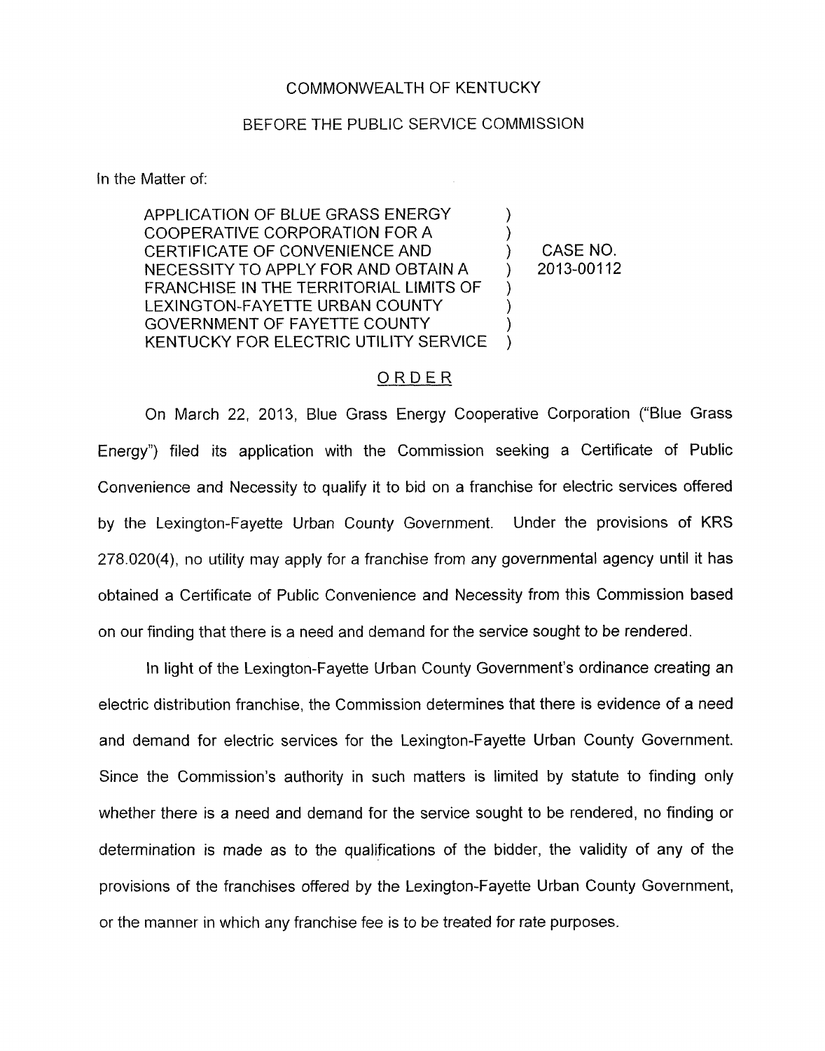COMMONWEALTH OF KENTUCKY

BEFORE THE PUBLIC SERVICE COMMISSION

In the Matter of:

| | | |
|---|---|---|
| APPLICATION OF BLUE GRASS ENERGY COOPERATIVE CORPORATION FOR A CERTIFICATE OF CONVENIENCE AND NECESSITY TO APPLY FOR AND OBTAIN A FRANCHISE IN THE TERRITORIAL LIMITS OF LEXINGTON-FAYETTE URBAN COUNTY GOVERNMENT OF FAYETTE COUNTY KENTUCKY FOR ELECTRIC UTILITY SERVICE | ) | CASE NO. 2013-00112 |

## ORDER

On March 22, 2013, Blue Grass Energy Cooperative Corporation ("Blue Grass Energy") filed its application with the Commission seeking a Certificate of Public Convenience and Necessity to qualify it to bid on a franchise for electric services offered by the Lexington-Fayette Urban County Government. Under the provisions of KRS 278.020(4), no utility may apply for a franchise from any governmental agency until it has obtained a Certificate of Public Convenience and Necessity from this Commission based on our finding that there is a need and demand for the service sought to be rendered.

In light of the Lexington-Fayette Urban County Government's ordinance creating an electric distribution franchise, the Commission determines that there is evidence of a need and demand for electric services for the Lexington-Fayette Urban County Government. Since the Commission's authority in such matters is limited by statute to finding only whether there is a need and demand for the service sought to be rendered, no finding or determination is made as to the qualifications of the bidder, the validity of any of the provisions of the franchises offered by the Lexington-Fayette Urban County Government, or the manner in which any franchise fee is to be treated for rate purposes.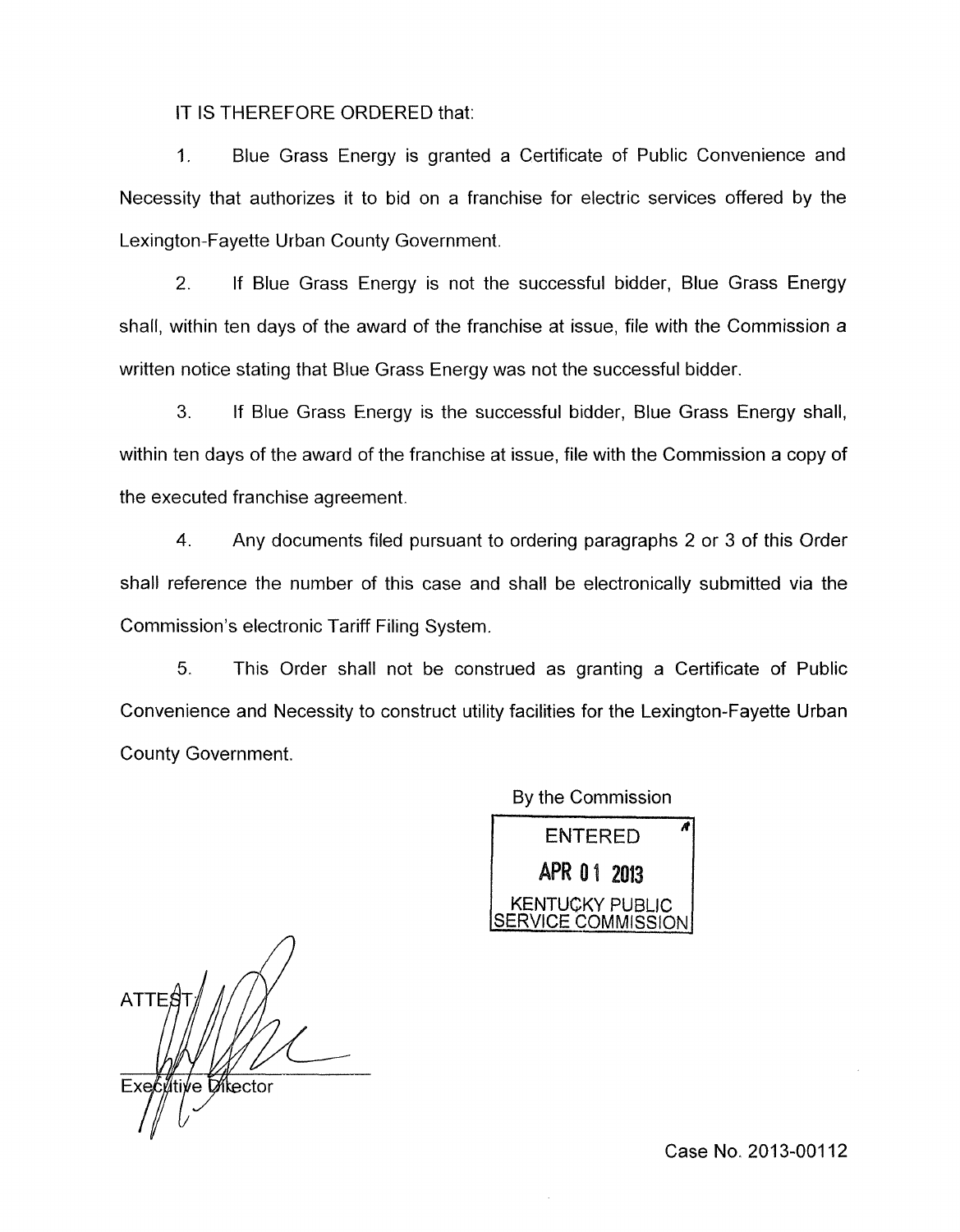IT IS THEREFORE ORDERED that:

1. Blue Grass Energy is granted a Certificate of Public Convenience and Necessity that authorizes it to bid on a franchise for electric services offered by the Lexington-Fayette Urban County Government.

2. If Blue Grass Energy is not the successful bidder, Blue Grass Energy shall, within ten days of the award of the franchise at issue, file with the Commission a written notice stating that Blue Grass Energy was not the successful bidder.

3. If Blue Grass Energy is the successful bidder, Blue Grass Energy shall, within ten days of the award of the franchise at issue, file with the Commission a copy of the executed franchise agreement.

4. Any documents filed pursuant to ordering paragraphs 2 or 3 of this Order shall reference the number of this case and shall be electronically submitted via the Commission's electronic Tariff Filing System.

5. This Order shall not be construed as granting a Certificate of Public Convenience and Necessity to construct utility facilities for the Lexington-Fayette Urban County Government.

By the Commission

ENTERED
APR 01 2013
KENTUCKY PUBLIC SERVICE COMMISSION

ATTEST:

Executive Director

Case No. 2013-00112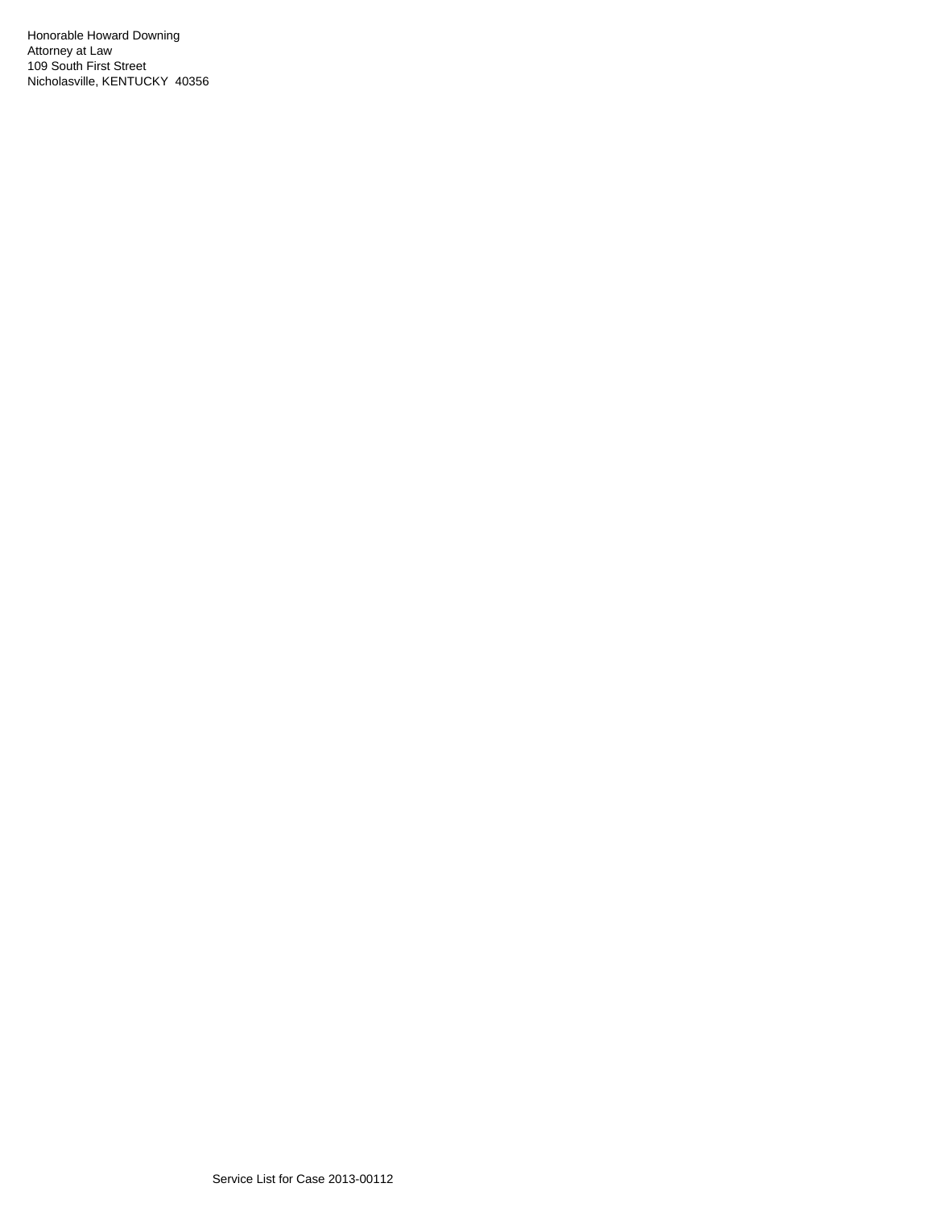Honorable Howard Downing
Attorney at Law
109 South First Street
Nicholasville, KENTUCKY  40356